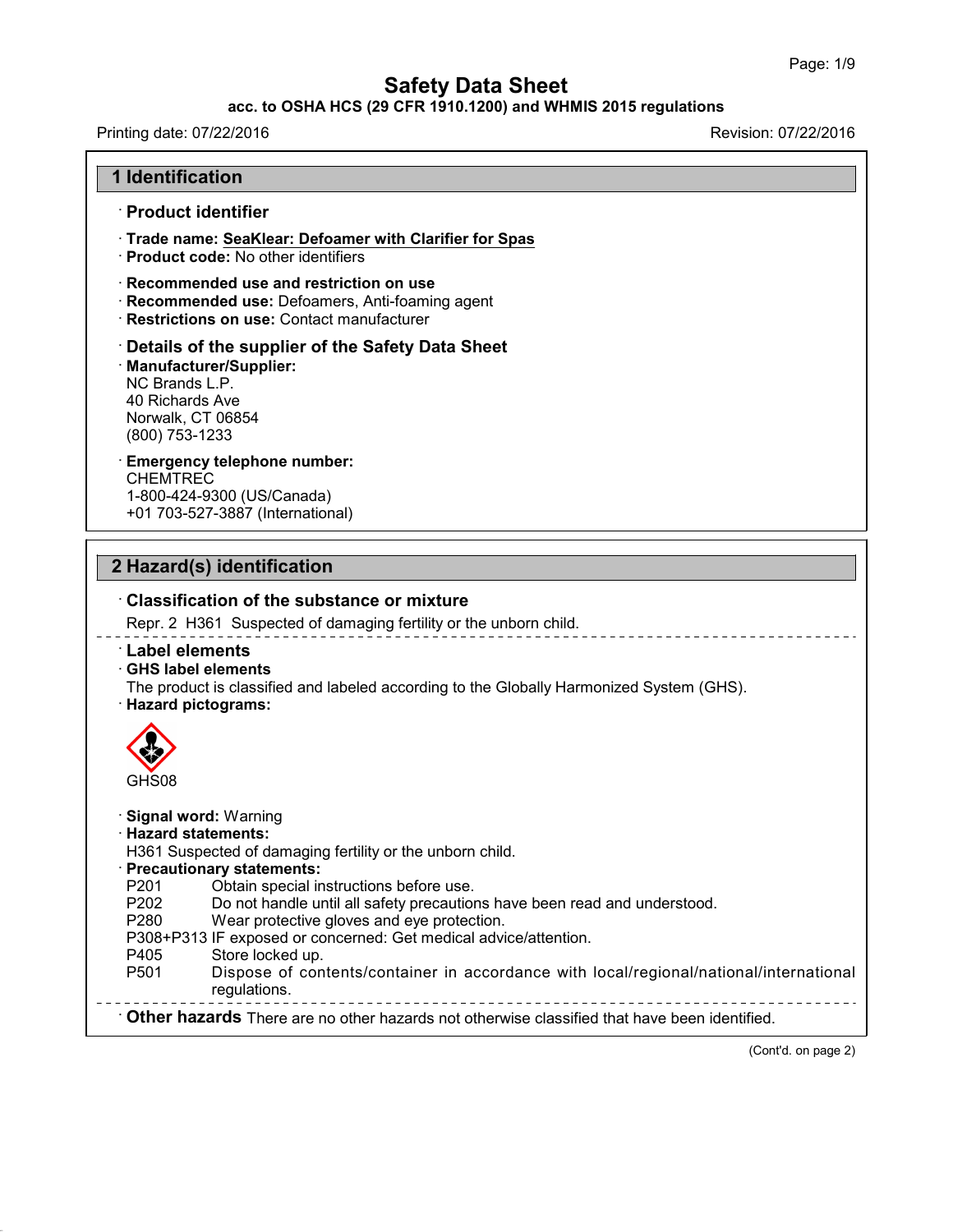# Safety Data Sheet

**acc. to OSHA HCS (29 CFR 1910.1200) and WHMIS 2015 regulations**

Printing date: 07/22/2016 Revision: 07/22/2016

## 1 Identification

### · Product identifier

- **Trade name:** SeaKlear: Defoamer with Clarifier for Spas
- **Product code:** No other identifiers

### · Recommended use and restriction on use

- **Recommended use:** Defoamers, Anti-foaming agent
- **Restrictions on use:** Contact manufacturer

### · Details of the supplier of the Safety Data Sheet

- **Manufacturer/Supplier:**

NC Brands L.P.
40 Richards Ave
Norwalk, CT 06854
(800) 753-1233

- **Emergency telephone number:**

CHEMTREC
1-800-424-9300 (US/Canada)
+01 703-527-3887 (International)

## 2 Hazard(s) identification

### · Classification of the substance or mixture

Repr. 2 H361 Suspected of damaging fertility or the unborn child.

### · Label elements

- **GHS label elements**

The product is classified and labeled according to the Globally Harmonized System (GHS).

- **Hazard pictograms:**

GHS08

- **Signal word:** Warning
- **Hazard statements:**

H361 Suspected of damaging fertility or the unborn child.

- **Precautionary statements:**

P201 Obtain special instructions before use.
P202 Do not handle until all safety precautions have been read and understood.
P280 Wear protective gloves and eye protection.
P308+P313 IF exposed or concerned: Get medical advice/attention.
P405 Store locked up.
P501 Dispose of contents/container in accordance with local/regional/national/international regulations.

- **Other hazards** There are no other hazards not otherwise classified that have been identified.

(Cont'd. on page 2)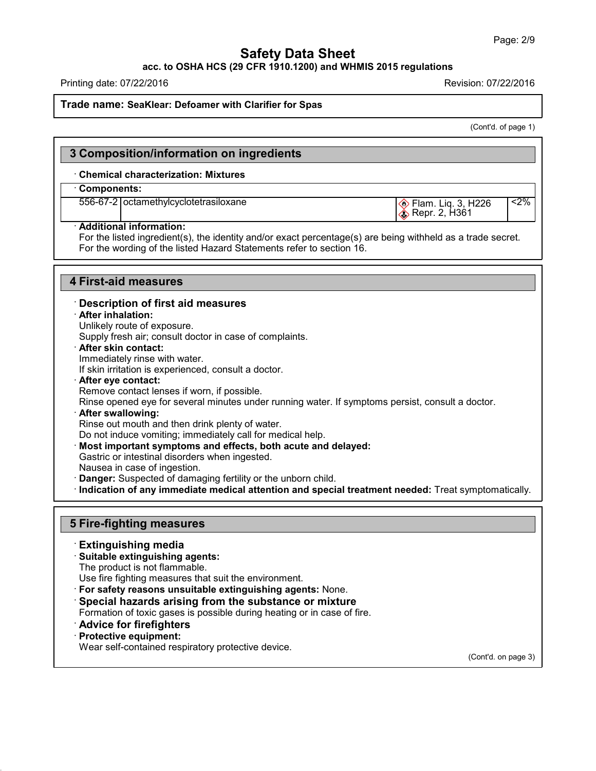**Trade name: SeaKlear: Defoamer with Clarifier for Spas**

(Cont'd. of page 1)

## 3 Composition/information on ingredients

· **Chemical characterization: Mixtures**

| · **Components:** | | | |
|---|---|---|---|
| 556-67-2 | octamethylcyclotetrasiloxane | Flam. Liq. 3, H226<br>Repr. 2, H361 | <2% |

· **Additional information:**
For the listed ingredient(s), the identity and/or exact percentage(s) are being withheld as a trade secret.
For the wording of the listed Hazard Statements refer to section 16.

## 4 First-aid measures

· **Description of first aid measures**

· **After inhalation:**
Unlikely route of exposure.
Supply fresh air; consult doctor in case of complaints.

· **After skin contact:**
Immediately rinse with water.
If skin irritation is experienced, consult a doctor.

· **After eye contact:**
Remove contact lenses if worn, if possible.
Rinse opened eye for several minutes under running water. If symptoms persist, consult a doctor.

· **After swallowing:**
Rinse out mouth and then drink plenty of water.
Do not induce vomiting; immediately call for medical help.

· **Most important symptoms and effects, both acute and delayed:**
Gastric or intestinal disorders when ingested.
Nausea in case of ingestion.

· **Danger:** Suspected of damaging fertility or the unborn child.

· **Indication of any immediate medical attention and special treatment needed:** Treat symptomatically.

## 5 Fire-fighting measures

· **Extinguishing media**

· **Suitable extinguishing agents:**
The product is not flammable.
Use fire fighting measures that suit the environment.

· **For safety reasons unsuitable extinguishing agents:** None.

· **Special hazards arising from the substance or mixture**
Formation of toxic gases is possible during heating or in case of fire.

· **Advice for firefighters**

· **Protective equipment:**
Wear self-contained respiratory protective device.

(Cont'd. on page 3)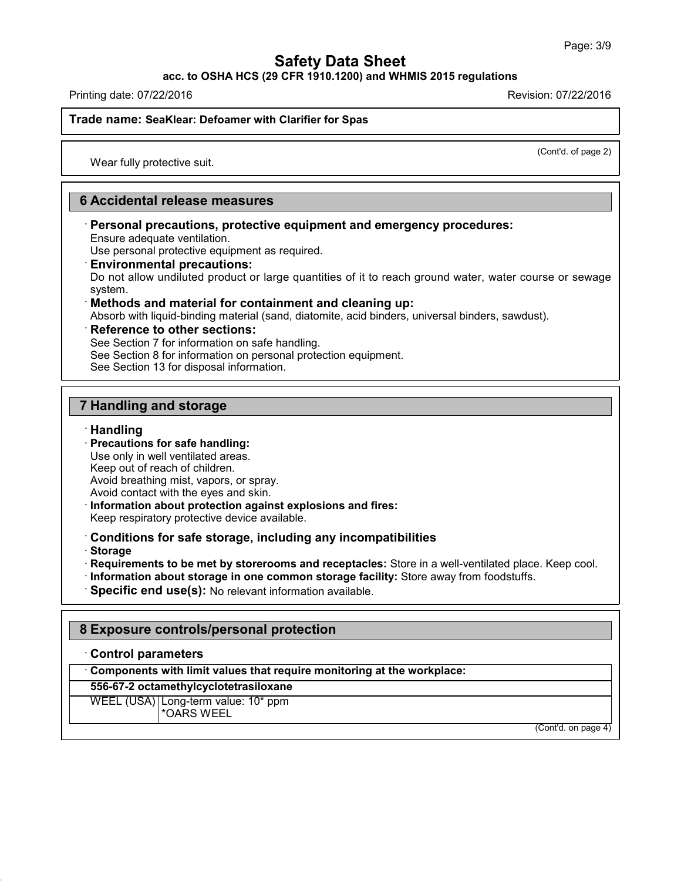(Cont'd. of page 2)

Wear fully protective suit.

## 6 Accidental release measures

· **Personal precautions, protective equipment and emergency procedures:**
Ensure adequate ventilation.
Use personal protective equipment as required.

· **Environmental precautions:**
Do not allow undiluted product or large quantities of it to reach ground water, water course or sewage system.

· **Methods and material for containment and cleaning up:**
Absorb with liquid-binding material (sand, diatomite, acid binders, universal binders, sawdust).

· **Reference to other sections:**
See Section 7 for information on safe handling.
See Section 8 for information on personal protection equipment.
See Section 13 for disposal information.

## 7 Handling and storage

· **Handling**

· **Precautions for safe handling:**
Use only in well ventilated areas.
Keep out of reach of children.
Avoid breathing mist, vapors, or spray.
Avoid contact with the eyes and skin.

· **Information about protection against explosions and fires:**
Keep respiratory protective device available.

· **Conditions for safe storage, including any incompatibilities**

· **Storage**

· **Requirements to be met by storerooms and receptacles:** Store in a well-ventilated place. Keep cool.

· **Information about storage in one common storage facility:** Store away from foodstuffs.

· **Specific end use(s):** No relevant information available.

## 8 Exposure controls/personal protection

· **Control parameters**

| · **Components with limit values that require monitoring at the workplace:** | |
|---|---|
| **556-67-2 octamethylcyclotetrasiloxane** | |
| WEEL (USA) | Long-term value: 10* ppm<br>*OARS WEEL |

(Cont'd. on page 4)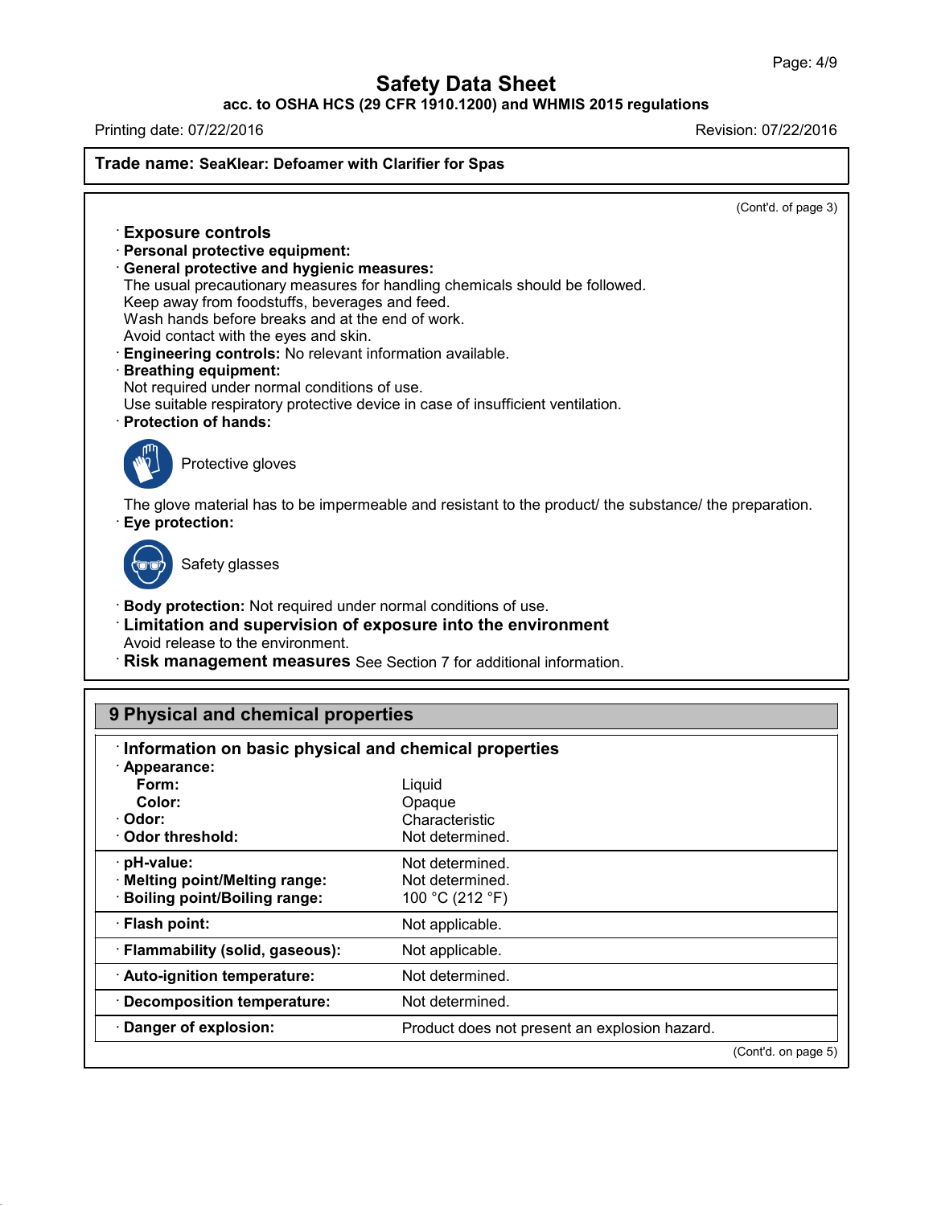**Safety Data Sheet**

**acc. to OSHA HCS (29 CFR 1910.1200) and WHMIS 2015 regulations**

Printing date: 07/22/2016 Revision: 07/22/2016

**Trade name: SeaKlear: Defoamer with Clarifier for Spas**

(Cont'd. of page 3)

· **Exposure controls**

· **Personal protective equipment:**

· **General protective and hygienic measures:**
The usual precautionary measures for handling chemicals should be followed.
Keep away from foodstuffs, beverages and feed.
Wash hands before breaks and at the end of work.
Avoid contact with the eyes and skin.

· **Engineering controls:** No relevant information available.

· **Breathing equipment:**
Not required under normal conditions of use.
Use suitable respiratory protective device in case of insufficient ventilation.

· **Protection of hands:**

Protective gloves

The glove material has to be impermeable and resistant to the product/ the substance/ the preparation.

· **Eye protection:**

Safety glasses

· **Body protection:** Not required under normal conditions of use.

· **Limitation and supervision of exposure into the environment**
Avoid release to the environment.

· **Risk management measures** See Section 7 for additional information.

## 9 Physical and chemical properties

| · **Information on basic physical and chemical properties** | |
|---|---|
| · **Appearance:** | |
| **Form:** | Liquid |
| **Color:** | Opaque |
| · **Odor:** | Characteristic |
| · **Odor threshold:** | Not determined. |
| · **pH-value:** | Not determined. |
| · **Melting point/Melting range:** | Not determined. |
| · **Boiling point/Boiling range:** | 100 °C (212 °F) |
| · **Flash point:** | Not applicable. |
| · **Flammability (solid, gaseous):** | Not applicable. |
| · **Auto-ignition temperature:** | Not determined. |
| · **Decomposition temperature:** | Not determined. |
| · **Danger of explosion:** | Product does not present an explosion hazard. |

(Cont'd. on page 5)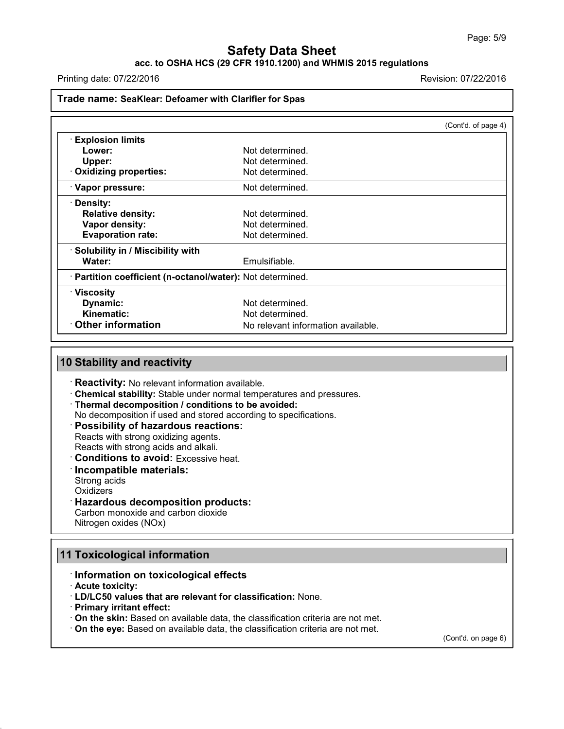(Cont'd. of page 4)

| Property | Value |
|---|---|
| · **Explosion limits** | |
| **Lower:** | Not determined. |
| **Upper:** | Not determined. |
| · **Oxidizing properties:** | Not determined. |
| · **Vapor pressure:** | Not determined. |
| · **Density:** | |
| **Relative density:** | Not determined. |
| **Vapor density:** | Not determined. |
| **Evaporation rate:** | Not determined. |
| · **Solubility in / Miscibility with** | |
| **Water:** | Emulsifiable. |
| · **Partition coefficient (n-octanol/water):** | Not determined. |
| · **Viscosity** | |
| **Dynamic:** | Not determined. |
| **Kinematic:** | Not determined. |
| · **Other information** | No relevant information available. |

## 10 Stability and reactivity

· **Reactivity:** No relevant information available.
· **Chemical stability:** Stable under normal temperatures and pressures.
· **Thermal decomposition / conditions to be avoided:**
No decomposition if used and stored according to specifications.
· **Possibility of hazardous reactions:**
Reacts with strong oxidizing agents.
Reacts with strong acids and alkali.
· **Conditions to avoid:** Excessive heat.
· **Incompatible materials:**
Strong acids
Oxidizers
· **Hazardous decomposition products:**
Carbon monoxide and carbon dioxide
Nitrogen oxides (NOx)

## 11 Toxicological information

· **Information on toxicological effects**
· **Acute toxicity:**
· **LD/LC50 values that are relevant for classification:** None.
· **Primary irritant effect:**
· **On the skin:** Based on available data, the classification criteria are not met.
· **On the eye:** Based on available data, the classification criteria are not met.

(Cont'd. on page 6)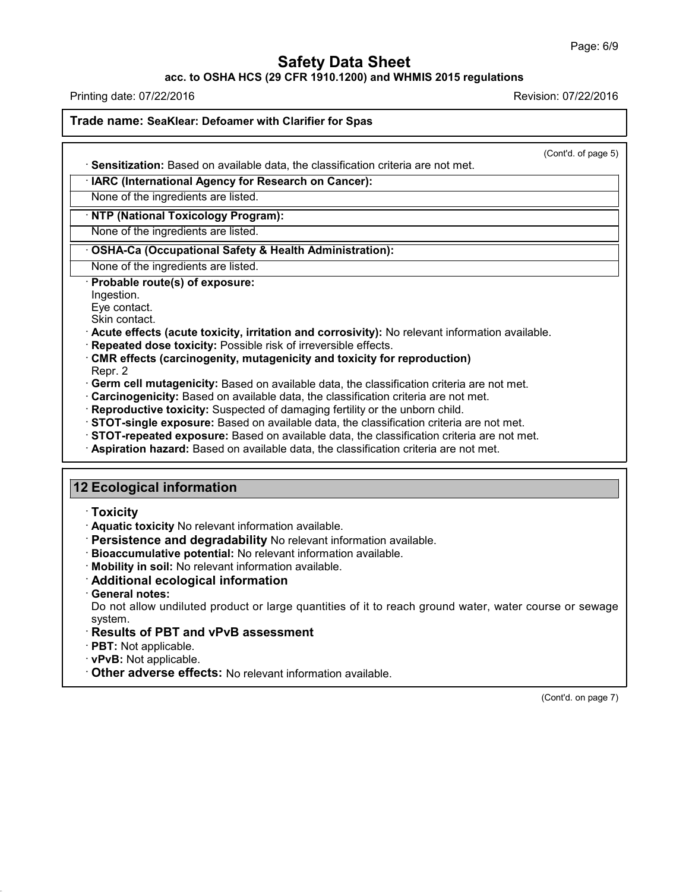(Cont'd. of page 5)

· **Sensitization:** Based on available data, the classification criteria are not met.

| · **IARC (International Agency for Research on Cancer):** |
|---|
| None of the ingredients are listed. |

| · **NTP (National Toxicology Program):** |
|---|
| None of the ingredients are listed. |

| · **OSHA-Ca (Occupational Safety & Health Administration):** |
|---|
| None of the ingredients are listed. |

· **Probable route(s) of exposure:**
Ingestion.
Eye contact.
Skin contact.

· **Acute effects (acute toxicity, irritation and corrosivity):** No relevant information available.
· **Repeated dose toxicity:** Possible risk of irreversible effects.
· **CMR effects (carcinogenity, mutagenicity and toxicity for reproduction)**
Repr. 2
· **Germ cell mutagenicity:** Based on available data, the classification criteria are not met.
· **Carcinogenicity:** Based on available data, the classification criteria are not met.
· **Reproductive toxicity:** Suspected of damaging fertility or the unborn child.
· **STOT-single exposure:** Based on available data, the classification criteria are not met.
· **STOT-repeated exposure:** Based on available data, the classification criteria are not met.
· **Aspiration hazard:** Based on available data, the classification criteria are not met.

## 12 Ecological information

· **Toxicity**
· **Aquatic toxicity** No relevant information available.
· **Persistence and degradability** No relevant information available.
· **Bioaccumulative potential:** No relevant information available.
· **Mobility in soil:** No relevant information available.
· **Additional ecological information**
· **General notes:**
Do not allow undiluted product or large quantities of it to reach ground water, water course or sewage system.
· **Results of PBT and vPvB assessment**
· **PBT:** Not applicable.
· **vPvB:** Not applicable.
· **Other adverse effects:** No relevant information available.

(Cont'd. on page 7)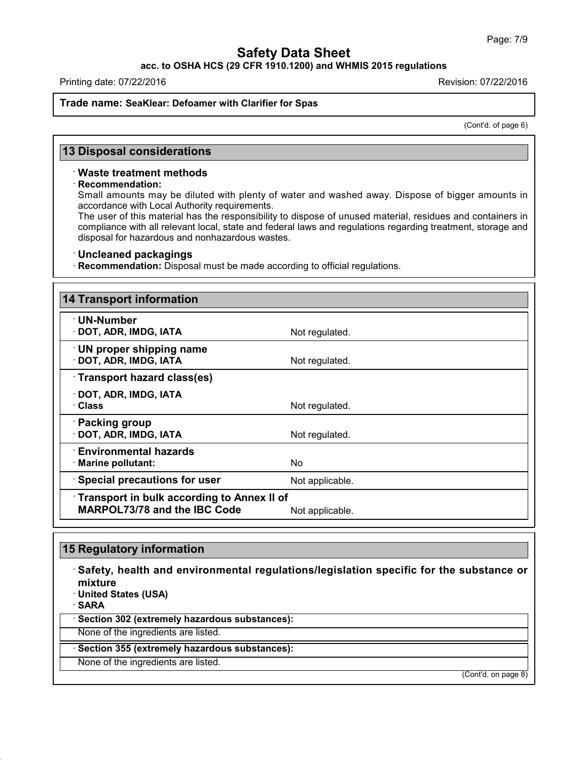**Trade name: SeaKlear: Defoamer with Clarifier for Spas**

(Cont'd. of page 6)

## 13 Disposal considerations

### · Waste treatment methods

· **Recommendation:**
Small amounts may be diluted with plenty of water and washed away. Dispose of bigger amounts in accordance with Local Authority requirements.
The user of this material has the responsibility to dispose of unused material, residues and containers in compliance with all relevant local, state and federal laws and regulations regarding treatment, storage and disposal for hazardous and nonhazardous wastes.

### · Uncleaned packagings

· **Recommendation:** Disposal must be made according to official regulations.

## 14 Transport information

| | |
|---|---|
| **· UN-Number** | |
| **· DOT, ADR, IMDG, IATA** | Not regulated. |
| **· UN proper shipping name** | |
| **· DOT, ADR, IMDG, IATA** | Not regulated. |
| **· Transport hazard class(es)** | |
| **· DOT, ADR, IMDG, IATA** | |
| **· Class** | Not regulated. |
| **· Packing group** | |
| **· DOT, ADR, IMDG, IATA** | Not regulated. |
| **· Environmental hazards** | |
| **· Marine pollutant:** | No |
| **· Special precautions for user** | Not applicable. |
| **· Transport in bulk according to Annex II of MARPOL73/78 and the IBC Code** | Not applicable. |

## 15 Regulatory information

### · Safety, health and environmental regulations/legislation specific for the substance or mixture

· **United States (USA)**
· **SARA**

| **· Section 302 (extremely hazardous substances):** |
|---|
| None of the ingredients are listed. |

| **· Section 355 (extremely hazardous substances):** |
|---|
| None of the ingredients are listed. |

(Cont'd. on page 8)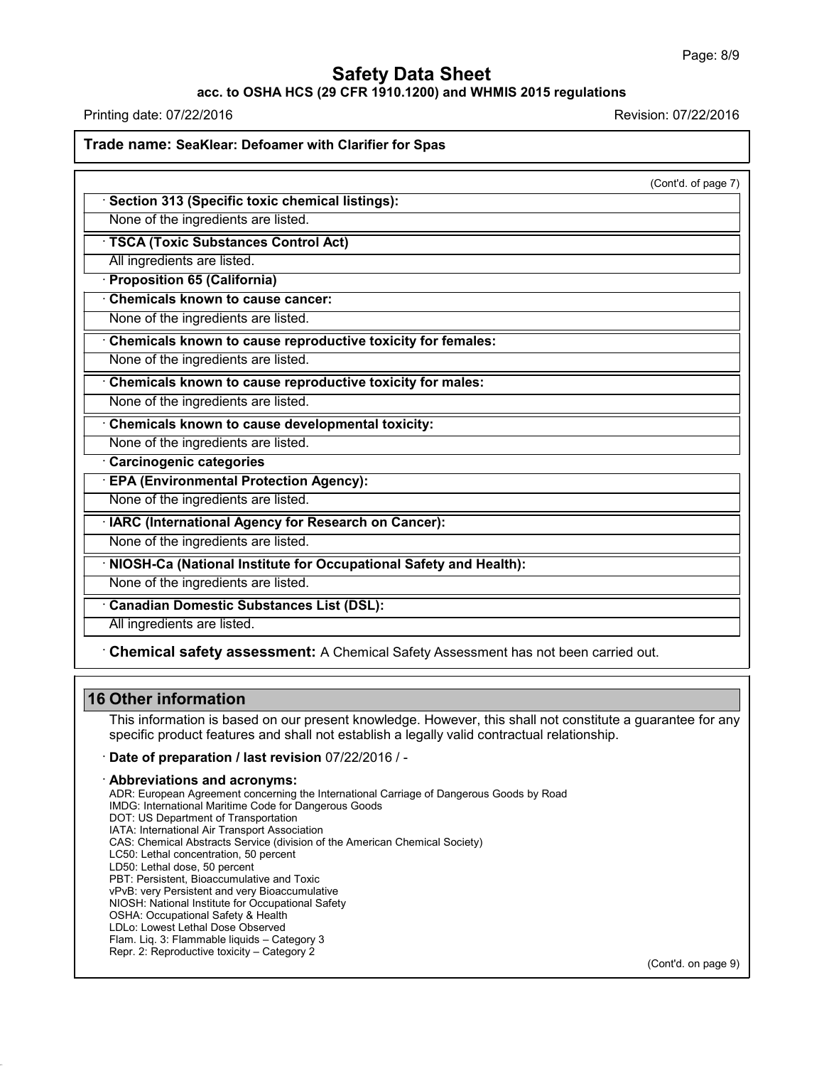# Safety Data Sheet

**acc. to OSHA HCS (29 CFR 1910.1200) and WHMIS 2015 regulations**

Printing date: 07/22/2016 Revision: 07/22/2016

**Trade name: SeaKlear: Defoamer with Clarifier for Spas**

(Cont'd. of page 7)

· **Section 313 (Specific toxic chemical listings):**

None of the ingredients are listed.

· **TSCA (Toxic Substances Control Act)**

All ingredients are listed.

· **Proposition 65 (California)**

· **Chemicals known to cause cancer:**

None of the ingredients are listed.

· **Chemicals known to cause reproductive toxicity for females:**

None of the ingredients are listed.

· **Chemicals known to cause reproductive toxicity for males:**

None of the ingredients are listed.

· **Chemicals known to cause developmental toxicity:**

None of the ingredients are listed.

· **Carcinogenic categories**

· **EPA (Environmental Protection Agency):**

None of the ingredients are listed.

· **IARC (International Agency for Research on Cancer):**

None of the ingredients are listed.

· **NIOSH-Ca (National Institute for Occupational Safety and Health):**

None of the ingredients are listed.

· **Canadian Domestic Substances List (DSL):**

All ingredients are listed.

· **Chemical safety assessment:** A Chemical Safety Assessment has not been carried out.

## 16 Other information

This information is based on our present knowledge. However, this shall not constitute a guarantee for any specific product features and shall not establish a legally valid contractual relationship.

· **Date of preparation / last revision** 07/22/2016 / -

· **Abbreviations and acronyms:**

ADR: European Agreement concerning the International Carriage of Dangerous Goods by Road
IMDG: International Maritime Code for Dangerous Goods
DOT: US Department of Transportation
IATA: International Air Transport Association
CAS: Chemical Abstracts Service (division of the American Chemical Society)
LC50: Lethal concentration, 50 percent
LD50: Lethal dose, 50 percent
PBT: Persistent, Bioaccumulative and Toxic
vPvB: very Persistent and very Bioaccumulative
NIOSH: National Institute for Occupational Safety
OSHA: Occupational Safety & Health
LDLo: Lowest Lethal Dose Observed
Flam. Liq. 3: Flammable liquids – Category 3
Repr. 2: Reproductive toxicity – Category 2

(Cont'd. on page 9)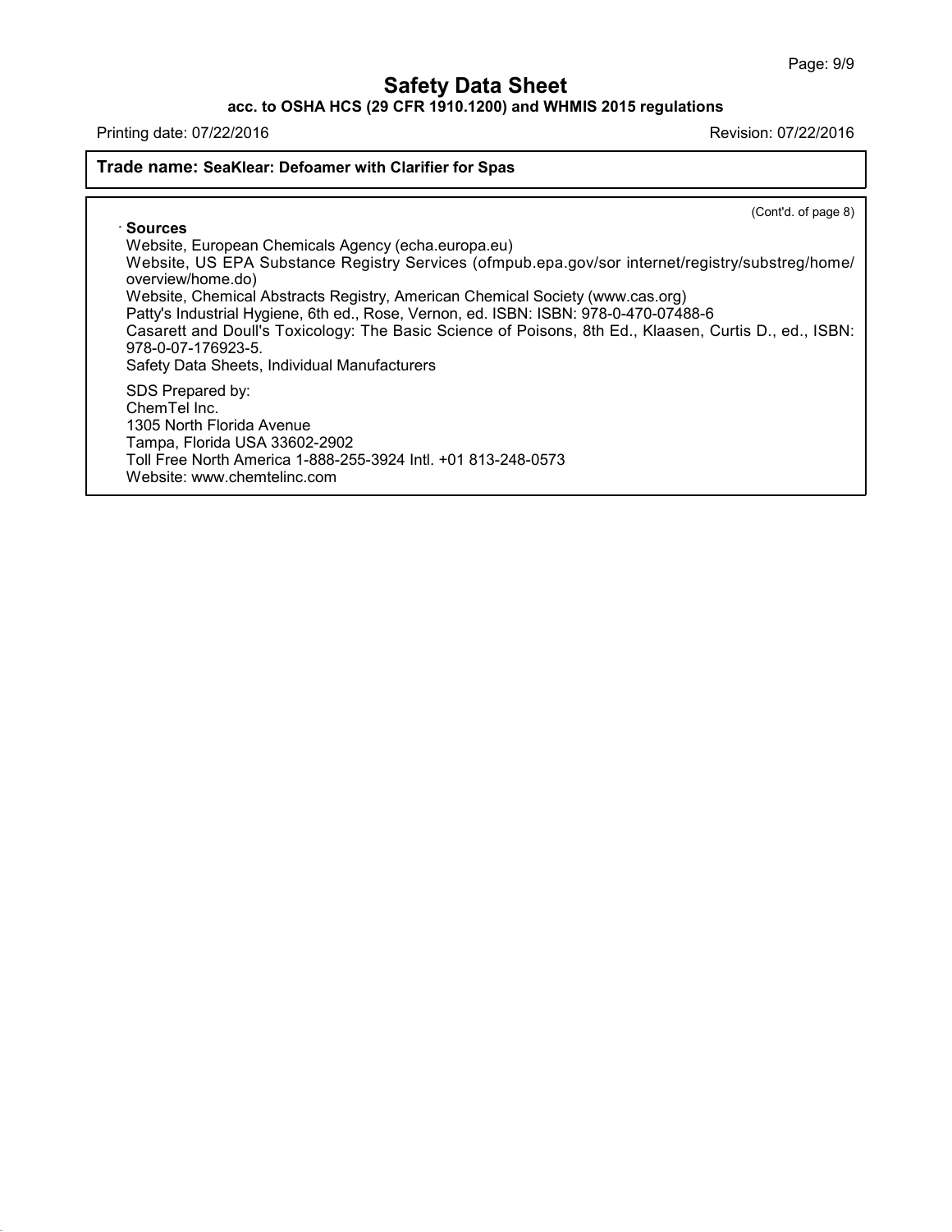(Cont'd. of page 8)

· **Sources**

Website, European Chemicals Agency (echa.europa.eu)
Website, US EPA Substance Registry Services (ofmpub.epa.gov/sor internet/registry/substreg/home/overview/home.do)
Website, Chemical Abstracts Registry, American Chemical Society (www.cas.org)
Patty's Industrial Hygiene, 6th ed., Rose, Vernon, ed. ISBN: ISBN: 978-0-470-07488-6
Casarett and Doull's Toxicology: The Basic Science of Poisons, 8th Ed., Klaasen, Curtis D., ed., ISBN: 978-0-07-176923-5.
Safety Data Sheets, Individual Manufacturers

SDS Prepared by:
ChemTel Inc.
1305 North Florida Avenue
Tampa, Florida USA 33602-2902
Toll Free North America 1-888-255-3924 Intl. +01 813-248-0573
Website: www.chemtelinc.com